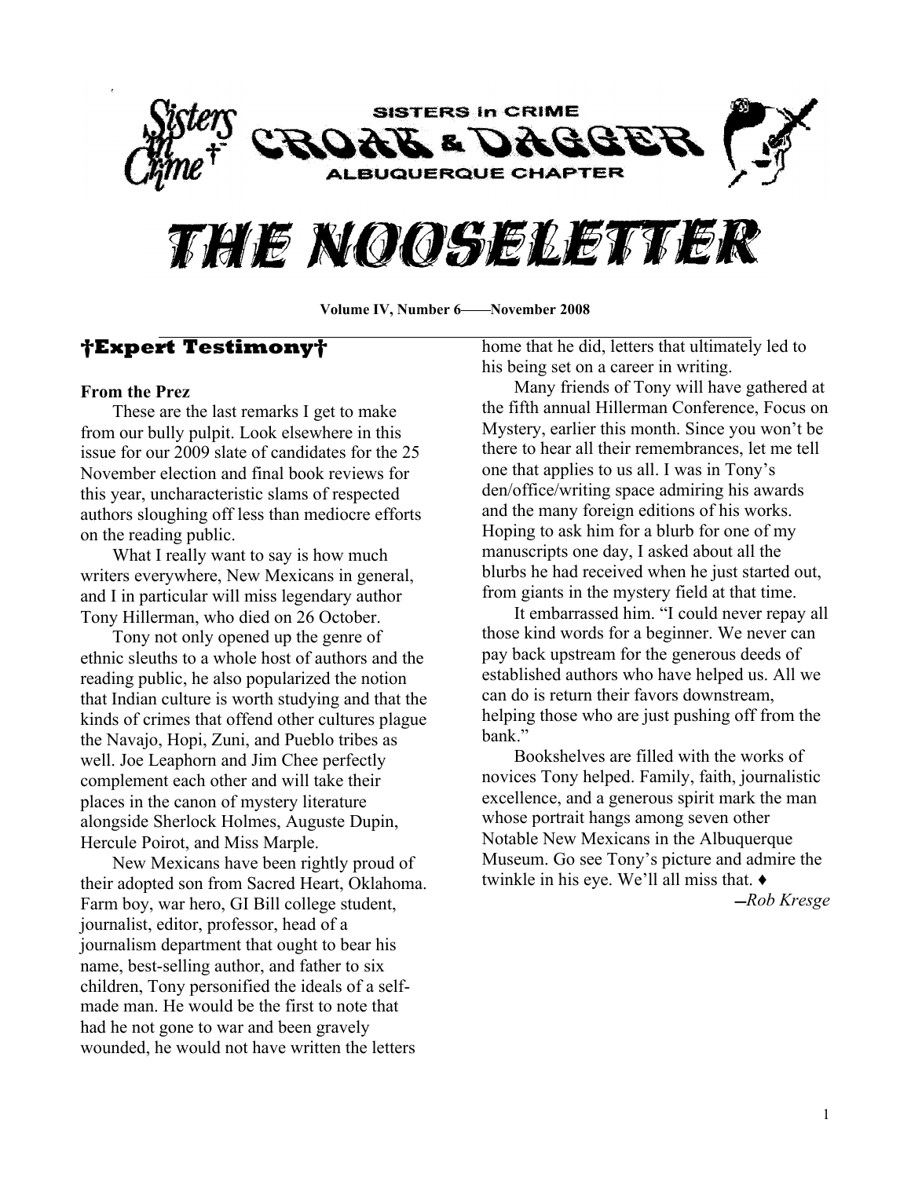SISTERS in CRIME

CROAK & DAGGER

ALBUQUERQUE CHAPTER

# THE NOOSELETTER

**Volume IV, Number 6——November 2008**

## †Expert Testimony†

**From the Prez**

These are the last remarks I get to make from our bully pulpit. Look elsewhere in this issue for our 2009 slate of candidates for the 25 November election and final book reviews for this year, uncharacteristic slams of respected authors sloughing off less than mediocre efforts on the reading public.

What I really want to say is how much writers everywhere, New Mexicans in general, and I in particular will miss legendary author Tony Hillerman, who died on 26 October.

Tony not only opened up the genre of ethnic sleuths to a whole host of authors and the reading public, he also popularized the notion that Indian culture is worth studying and that the kinds of crimes that offend other cultures plague the Navajo, Hopi, Zuni, and Pueblo tribes as well. Joe Leaphorn and Jim Chee perfectly complement each other and will take their places in the canon of mystery literature alongside Sherlock Holmes, Auguste Dupin, Hercule Poirot, and Miss Marple.

New Mexicans have been rightly proud of their adopted son from Sacred Heart, Oklahoma. Farm boy, war hero, GI Bill college student, journalist, editor, professor, head of a journalism department that ought to bear his name, best-selling author, and father to six children, Tony personified the ideals of a self-made man. He would be the first to note that had he not gone to war and been gravely wounded, he would not have written the letters home that he did, letters that ultimately led to his being set on a career in writing.

Many friends of Tony will have gathered at the fifth annual Hillerman Conference, Focus on Mystery, earlier this month. Since you won't be there to hear all their remembrances, let me tell one that applies to us all. I was in Tony's den/office/writing space admiring his awards and the many foreign editions of his works. Hoping to ask him for a blurb for one of my manuscripts one day, I asked about all the blurbs he had received when he just started out, from giants in the mystery field at that time.

It embarrassed him. "I could never repay all those kind words for a beginner. We never can pay back upstream for the generous deeds of established authors who have helped us. All we can do is return their favors downstream, helping those who are just pushing off from the bank."

Bookshelves are filled with the works of novices Tony helped. Family, faith, journalistic excellence, and a generous spirit mark the man whose portrait hangs among seven other Notable New Mexicans in the Albuquerque Museum. Go see Tony's picture and admire the twinkle in his eye. We'll all miss that. ♦

*—Rob Kresge*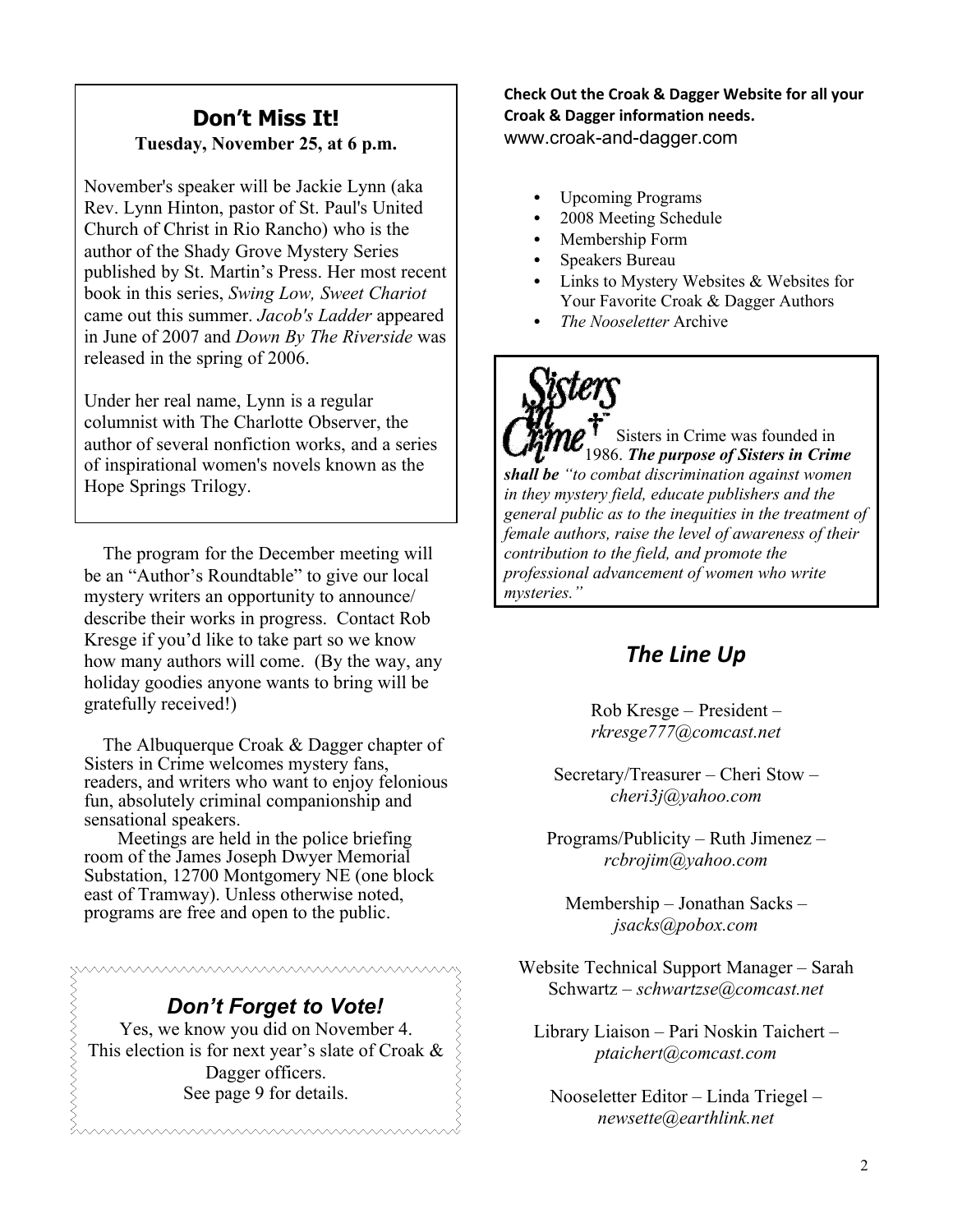## Don't Miss It!

**Tuesday, November 25, at 6 p.m.**

November's speaker will be Jackie Lynn (aka Rev. Lynn Hinton, pastor of St. Paul's United Church of Christ in Rio Rancho) who is the author of the Shady Grove Mystery Series published by St. Martin's Press. Her most recent book in this series, *Swing Low, Sweet Chariot* came out this summer. *Jacob's Ladder* appeared in June of 2007 and *Down By The Riverside* was released in the spring of 2006.

Under her real name, Lynn is a regular columnist with The Charlotte Observer, the author of several nonfiction works, and a series of inspirational women's novels known as the Hope Springs Trilogy.

The program for the December meeting will be an "Author's Roundtable" to give our local mystery writers an opportunity to announce/ describe their works in progress. Contact Rob Kresge if you'd like to take part so we know how many authors will come. (By the way, any holiday goodies anyone wants to bring will be gratefully received!)

The Albuquerque Croak & Dagger chapter of Sisters in Crime welcomes mystery fans, readers, and writers who want to enjoy felonious fun, absolutely criminal companionship and sensational speakers.

Meetings are held in the police briefing room of the James Joseph Dwyer Memorial Substation, 12700 Montgomery NE (one block east of Tramway). Unless otherwise noted, programs are free and open to the public.

### *Don't Forget to Vote!*

Yes, we know you did on November 4.
This election is for next year's slate of Croak & Dagger officers.
See page 9 for details.

**Check Out the Croak & Dagger Website for all your Croak & Dagger information needs.**
www.croak-and-dagger.com

- Upcoming Programs
- 2008 Meeting Schedule
- Membership Form
- Speakers Bureau
- Links to Mystery Websites & Websites for Your Favorite Croak & Dagger Authors
- *The Nooseletter* Archive

Sisters in Crime

Sisters in Crime was founded in 1986. ***The purpose of Sisters in Crime shall be*** *"to combat discrimination against women in they mystery field, educate publishers and the general public as to the inequities in the treatment of female authors, raise the level of awareness of their contribution to the field, and promote the professional advancement of women who write mysteries."*

## *The Line Up*

Rob Kresge – President – *rkresge777@comcast.net*

Secretary/Treasurer – Cheri Stow – *cheri3j@yahoo.com*

Programs/Publicity – Ruth Jimenez – *rcbrojim@yahoo.com*

Membership – Jonathan Sacks – *jsacks@pobox.com*

Website Technical Support Manager – Sarah Schwartz – *schwartzse@comcast.net*

Library Liaison – Pari Noskin Taichert – *ptaichert@comcast.com*

Nooseletter Editor – Linda Triegel – *newsette@earthlink.net*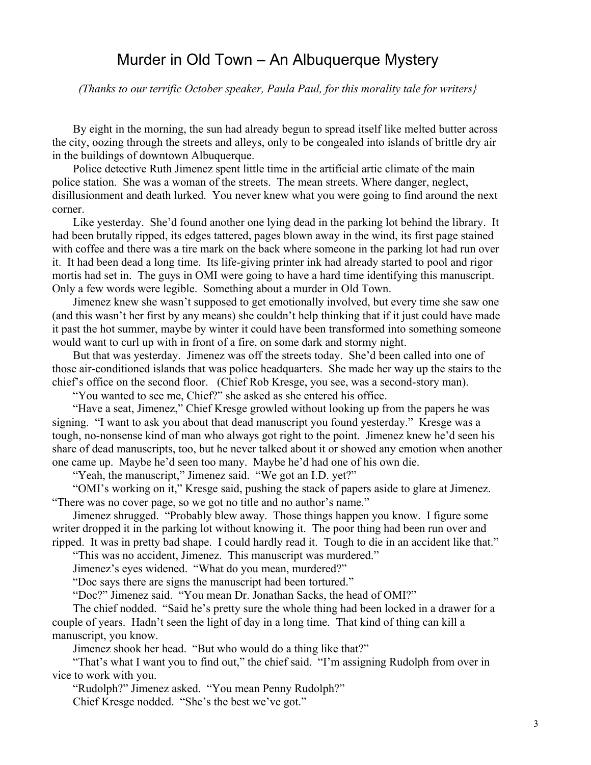# Murder in Old Town – An Albuquerque Mystery

*(Thanks to our terrific October speaker, Paula Paul, for this morality tale for writers}*

By eight in the morning, the sun had already begun to spread itself like melted butter across the city, oozing through the streets and alleys, only to be congealed into islands of brittle dry air in the buildings of downtown Albuquerque.

Police detective Ruth Jimenez spent little time in the artificial artic climate of the main police station. She was a woman of the streets. The mean streets. Where danger, neglect, disillusionment and death lurked. You never knew what you were going to find around the next corner.

Like yesterday. She'd found another one lying dead in the parking lot behind the library. It had been brutally ripped, its edges tattered, pages blown away in the wind, its first page stained with coffee and there was a tire mark on the back where someone in the parking lot had run over it. It had been dead a long time. Its life-giving printer ink had already started to pool and rigor mortis had set in. The guys in OMI were going to have a hard time identifying this manuscript. Only a few words were legible. Something about a murder in Old Town.

Jimenez knew she wasn't supposed to get emotionally involved, but every time she saw one (and this wasn't her first by any means) she couldn't help thinking that if it just could have made it past the hot summer, maybe by winter it could have been transformed into something someone would want to curl up with in front of a fire, on some dark and stormy night.

But that was yesterday. Jimenez was off the streets today. She'd been called into one of those air-conditioned islands that was police headquarters. She made her way up the stairs to the chief's office on the second floor. (Chief Rob Kresge, you see, was a second-story man).

"You wanted to see me, Chief?" she asked as she entered his office.

"Have a seat, Jimenez," Chief Kresge growled without looking up from the papers he was signing. "I want to ask you about that dead manuscript you found yesterday." Kresge was a tough, no-nonsense kind of man who always got right to the point. Jimenez knew he'd seen his share of dead manuscripts, too, but he never talked about it or showed any emotion when another one came up. Maybe he'd seen too many. Maybe he'd had one of his own die.

"Yeah, the manuscript," Jimenez said. "We got an I.D. yet?"

"OMI's working on it," Kresge said, pushing the stack of papers aside to glare at Jimenez. "There was no cover page, so we got no title and no author's name."

Jimenez shrugged. "Probably blew away. Those things happen you know. I figure some writer dropped it in the parking lot without knowing it. The poor thing had been run over and ripped. It was in pretty bad shape. I could hardly read it. Tough to die in an accident like that."

"This was no accident, Jimenez. This manuscript was murdered."

Jimenez's eyes widened. "What do you mean, murdered?"

"Doc says there are signs the manuscript had been tortured."

"Doc?" Jimenez said. "You mean Dr. Jonathan Sacks, the head of OMI?"

The chief nodded. "Said he's pretty sure the whole thing had been locked in a drawer for a couple of years. Hadn't seen the light of day in a long time. That kind of thing can kill a manuscript, you know.

Jimenez shook her head. "But who would do a thing like that?"

"That's what I want you to find out," the chief said. "I'm assigning Rudolph from over in vice to work with you.

"Rudolph?" Jimenez asked. "You mean Penny Rudolph?"

Chief Kresge nodded. "She's the best we've got."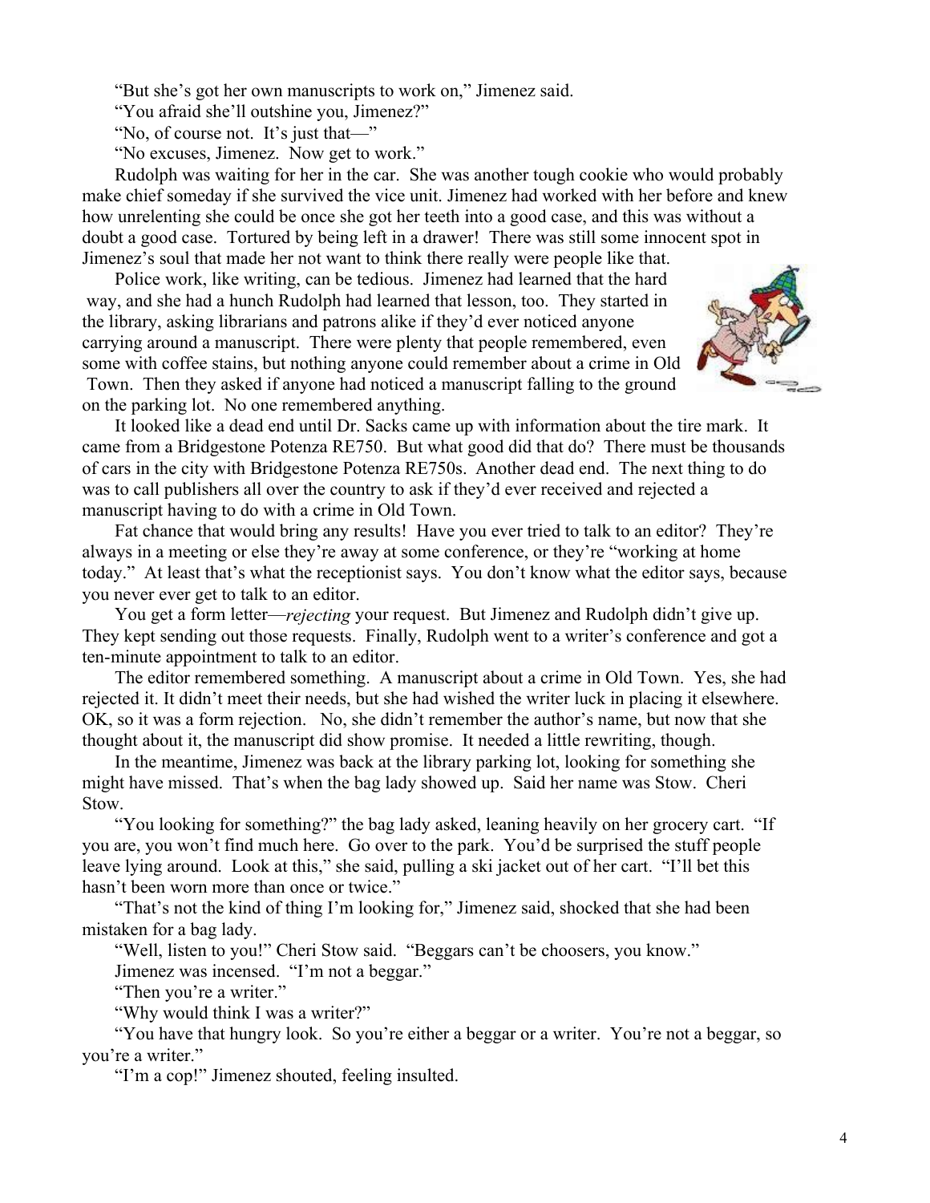"But she's got her own manuscripts to work on," Jimenez said.

"You afraid she'll outshine you, Jimenez?"

"No, of course not. It's just that—"

"No excuses, Jimenez. Now get to work."

Rudolph was waiting for her in the car. She was another tough cookie who would probably make chief someday if she survived the vice unit. Jimenez had worked with her before and knew how unrelenting she could be once she got her teeth into a good case, and this was without a doubt a good case. Tortured by being left in a drawer! There was still some innocent spot in Jimenez's soul that made her not want to think there really were people like that.

Police work, like writing, can be tedious. Jimenez had learned that the hard way, and she had a hunch Rudolph had learned that lesson, too. They started in the library, asking librarians and patrons alike if they'd ever noticed anyone carrying around a manuscript. There were plenty that people remembered, even some with coffee stains, but nothing anyone could remember about a crime in Old Town. Then they asked if anyone had noticed a manuscript falling to the ground on the parking lot. No one remembered anything.

It looked like a dead end until Dr. Sacks came up with information about the tire mark. It came from a Bridgestone Potenza RE750. But what good did that do? There must be thousands of cars in the city with Bridgestone Potenza RE750s. Another dead end. The next thing to do was to call publishers all over the country to ask if they'd ever received and rejected a manuscript having to do with a crime in Old Town.

Fat chance that would bring any results! Have you ever tried to talk to an editor? They're always in a meeting or else they're away at some conference, or they're "working at home today." At least that's what the receptionist says. You don't know what the editor says, because you never ever get to talk to an editor.

You get a form letter—*rejecting* your request. But Jimenez and Rudolph didn't give up. They kept sending out those requests. Finally, Rudolph went to a writer's conference and got a ten-minute appointment to talk to an editor.

The editor remembered something. A manuscript about a crime in Old Town. Yes, she had rejected it. It didn't meet their needs, but she had wished the writer luck in placing it elsewhere. OK, so it was a form rejection. No, she didn't remember the author's name, but now that she thought about it, the manuscript did show promise. It needed a little rewriting, though.

In the meantime, Jimenez was back at the library parking lot, looking for something she might have missed. That's when the bag lady showed up. Said her name was Stow. Cheri Stow.

"You looking for something?" the bag lady asked, leaning heavily on her grocery cart. "If you are, you won't find much here. Go over to the park. You'd be surprised the stuff people leave lying around. Look at this," she said, pulling a ski jacket out of her cart. "I'll bet this hasn't been worn more than once or twice."

"That's not the kind of thing I'm looking for," Jimenez said, shocked that she had been mistaken for a bag lady.

"Well, listen to you!" Cheri Stow said. "Beggars can't be choosers, you know."

Jimenez was incensed. "I'm not a beggar."

"Then you're a writer."

"Why would think I was a writer?"

"You have that hungry look. So you're either a beggar or a writer. You're not a beggar, so you're a writer."

"I'm a cop!" Jimenez shouted, feeling insulted.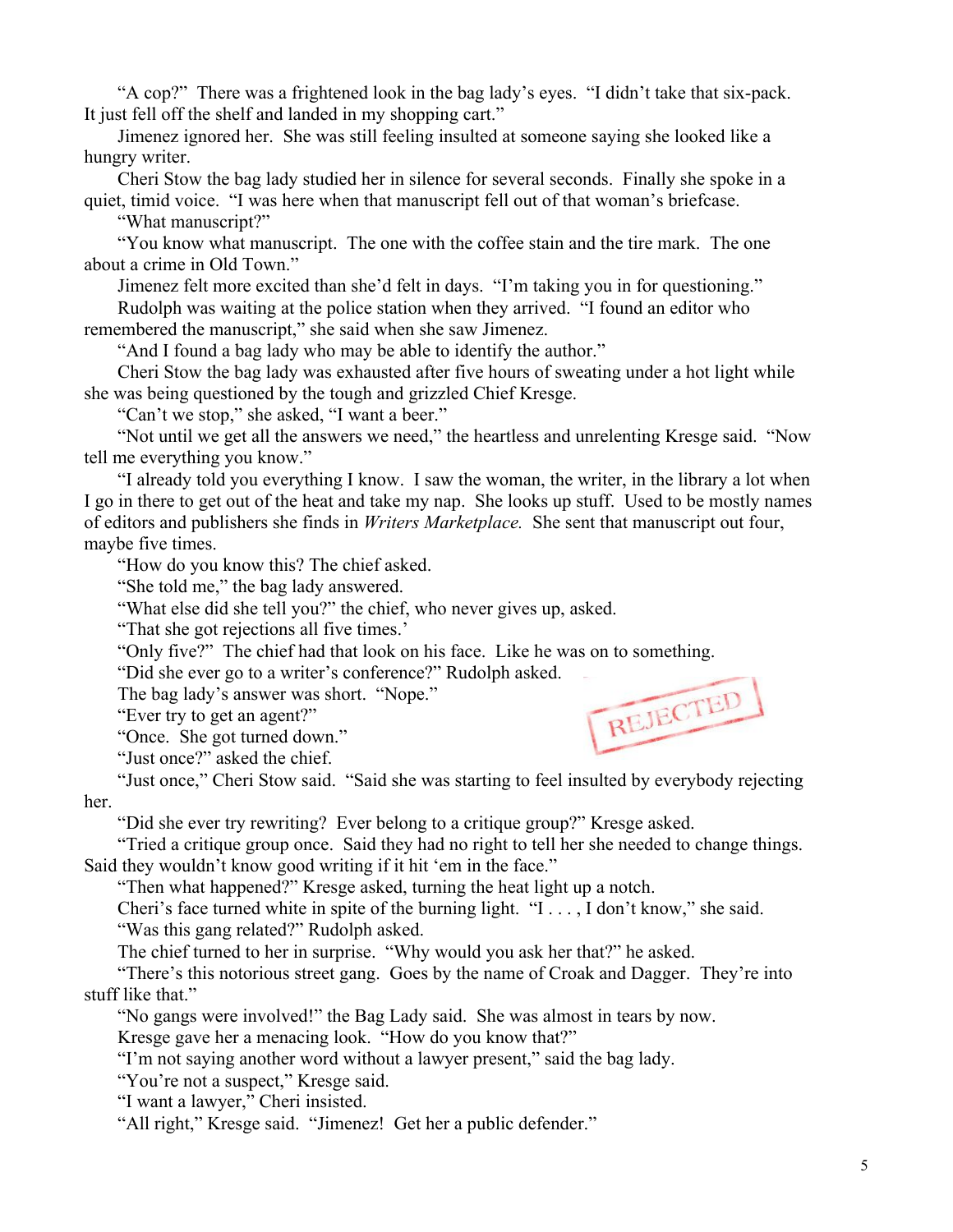"A cop?" There was a frightened look in the bag lady's eyes. "I didn't take that six-pack. It just fell off the shelf and landed in my shopping cart."

Jimenez ignored her. She was still feeling insulted at someone saying she looked like a hungry writer.

Cheri Stow the bag lady studied her in silence for several seconds. Finally she spoke in a quiet, timid voice. "I was here when that manuscript fell out of that woman's briefcase.

"What manuscript?"

"You know what manuscript. The one with the coffee stain and the tire mark. The one about a crime in Old Town."

Jimenez felt more excited than she'd felt in days. "I'm taking you in for questioning."

Rudolph was waiting at the police station when they arrived. "I found an editor who remembered the manuscript," she said when she saw Jimenez.

"And I found a bag lady who may be able to identify the author."

Cheri Stow the bag lady was exhausted after five hours of sweating under a hot light while she was being questioned by the tough and grizzled Chief Kresge.

"Can't we stop," she asked, "I want a beer."

"Not until we get all the answers we need," the heartless and unrelenting Kresge said. "Now tell me everything you know."

"I already told you everything I know. I saw the woman, the writer, in the library a lot when I go in there to get out of the heat and take my nap. She looks up stuff. Used to be mostly names of editors and publishers she finds in *Writers Marketplace.* She sent that manuscript out four, maybe five times.

"How do you know this? The chief asked.

"She told me," the bag lady answered.

"What else did she tell you?" the chief, who never gives up, asked.

"That she got rejections all five times.'

"Only five?" The chief had that look on his face. Like he was on to something.

"Did she ever go to a writer's conference?" Rudolph asked.

The bag lady's answer was short. "Nope."

"Ever try to get an agent?"

"Once. She got turned down."

"Just once?" asked the chief.

"Just once," Cheri Stow said. "Said she was starting to feel insulted by everybody rejecting her.

"Did she ever try rewriting? Ever belong to a critique group?" Kresge asked.

"Tried a critique group once. Said they had no right to tell her she needed to change things. Said they wouldn't know good writing if it hit 'em in the face."

"Then what happened?" Kresge asked, turning the heat light up a notch.

Cheri's face turned white in spite of the burning light. "I . . . , I don't know," she said.

"Was this gang related?" Rudolph asked.

The chief turned to her in surprise. "Why would you ask her that?" he asked.

"There's this notorious street gang. Goes by the name of Croak and Dagger. They're into stuff like that."

"No gangs were involved!" the Bag Lady said. She was almost in tears by now.

Kresge gave her a menacing look. "How do you know that?"

"I'm not saying another word without a lawyer present," said the bag lady.

"You're not a suspect," Kresge said.

"I want a lawyer," Cheri insisted.

"All right," Kresge said. "Jimenez! Get her a public defender."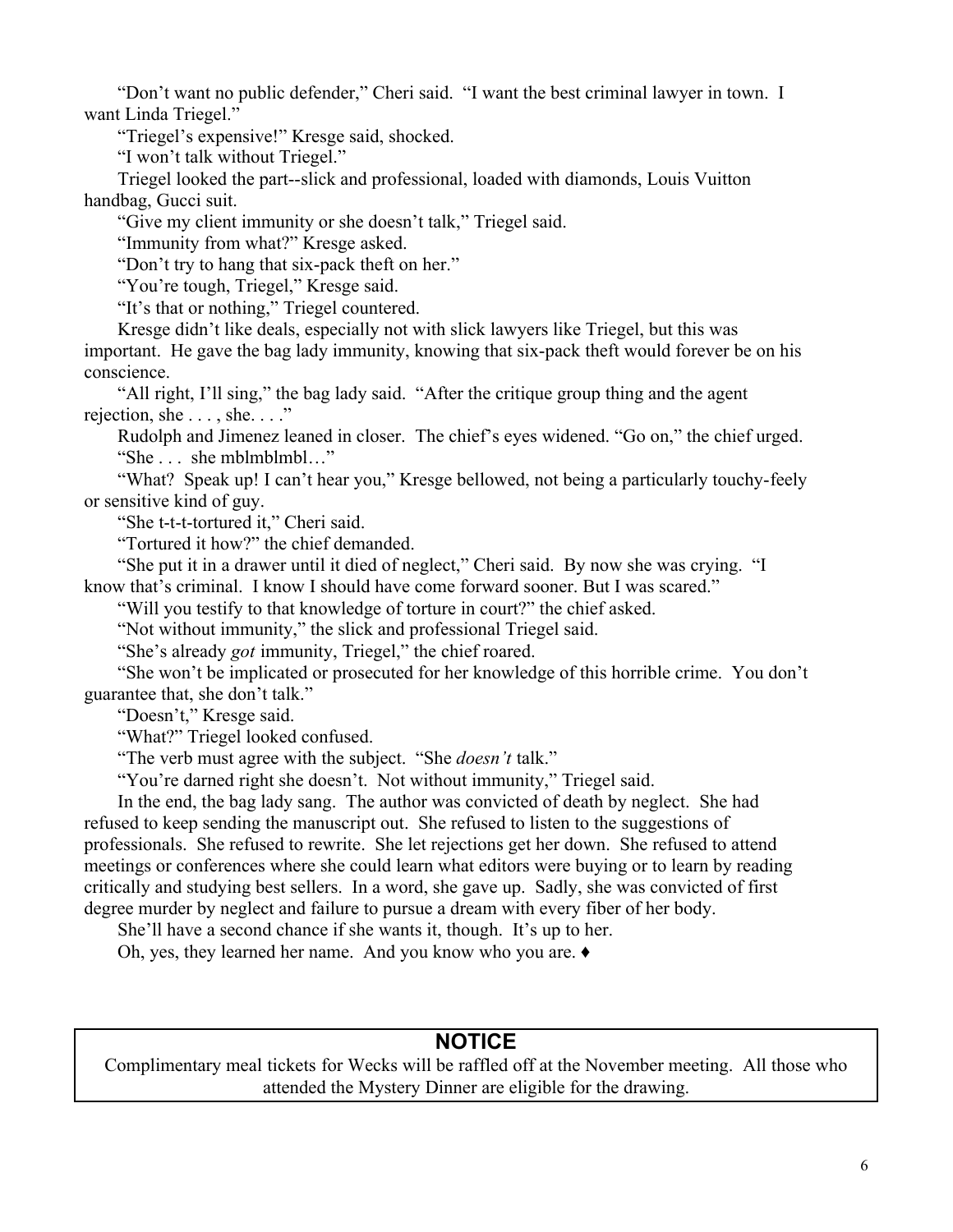"Don't want no public defender," Cheri said. "I want the best criminal lawyer in town. I want Linda Triegel."

"Triegel's expensive!" Kresge said, shocked.

"I won't talk without Triegel."

Triegel looked the part--slick and professional, loaded with diamonds, Louis Vuitton handbag, Gucci suit.

"Give my client immunity or she doesn't talk," Triegel said.

"Immunity from what?" Kresge asked.

"Don't try to hang that six-pack theft on her."

"You're tough, Triegel," Kresge said.

"It's that or nothing," Triegel countered.

Kresge didn't like deals, especially not with slick lawyers like Triegel, but this was important. He gave the bag lady immunity, knowing that six-pack theft would forever be on his conscience.

"All right, I'll sing," the bag lady said. "After the critique group thing and the agent rejection, she . . . , she. . . ."

Rudolph and Jimenez leaned in closer. The chief's eyes widened. "Go on," the chief urged.

"She . . . she mblmblmbl…"

"What? Speak up! I can't hear you," Kresge bellowed, not being a particularly touchy-feely or sensitive kind of guy.

"She t-t-t-tortured it," Cheri said.

"Tortured it how?" the chief demanded.

"She put it in a drawer until it died of neglect," Cheri said. By now she was crying. "I know that's criminal. I know I should have come forward sooner. But I was scared."

"Will you testify to that knowledge of torture in court?" the chief asked.

"Not without immunity," the slick and professional Triegel said.

"She's already *got* immunity, Triegel," the chief roared.

"She won't be implicated or prosecuted for her knowledge of this horrible crime. You don't guarantee that, she don't talk."

"Doesn't," Kresge said.

"What?" Triegel looked confused.

"The verb must agree with the subject. "She *doesn't* talk."

"You're darned right she doesn't. Not without immunity," Triegel said.

In the end, the bag lady sang. The author was convicted of death by neglect. She had refused to keep sending the manuscript out. She refused to listen to the suggestions of professionals. She refused to rewrite. She let rejections get her down. She refused to attend meetings or conferences where she could learn what editors were buying or to learn by reading critically and studying best sellers. In a word, she gave up. Sadly, she was convicted of first degree murder by neglect and failure to pursue a dream with every fiber of her body.

She'll have a second chance if she wants it, though. It's up to her.

Oh, yes, they learned her name. And you know who you are. ♦

## NOTICE

Complimentary meal tickets for Wecks will be raffled off at the November meeting. All those who attended the Mystery Dinner are eligible for the drawing.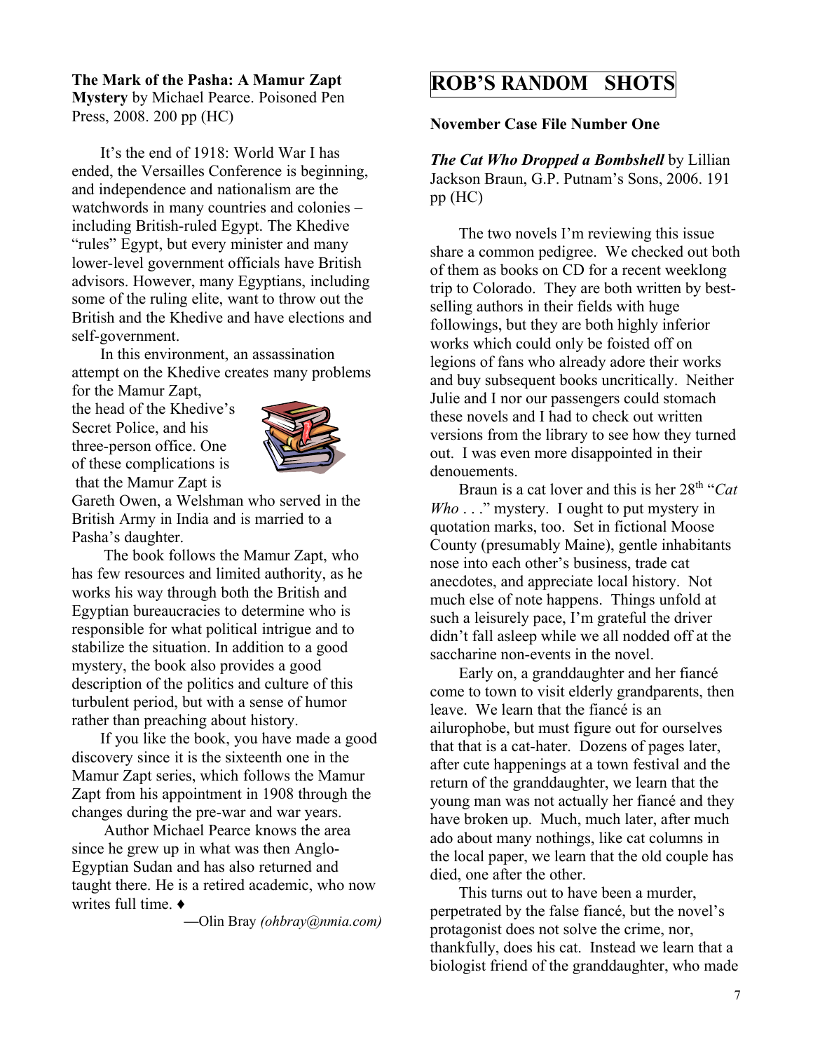**The Mark of the Pasha: A Mamur Zapt Mystery** by Michael Pearce. Poisoned Pen Press, 2008. 200 pp (HC)

It's the end of 1918: World War I has ended, the Versailles Conference is beginning, and independence and nationalism are the watchwords in many countries and colonies – including British-ruled Egypt. The Khedive "rules" Egypt, but every minister and many lower-level government officials have British advisors. However, many Egyptians, including some of the ruling elite, want to throw out the British and the Khedive and have elections and self-government.

In this environment, an assassination attempt on the Khedive creates many problems for the Mamur Zapt, the head of the Khedive's Secret Police, and his three-person office. One of these complications is that the Mamur Zapt is Gareth Owen, a Welshman who served in the British Army in India and is married to a Pasha's daughter.

The book follows the Mamur Zapt, who has few resources and limited authority, as he works his way through both the British and Egyptian bureaucracies to determine who is responsible for what political intrigue and to stabilize the situation. In addition to a good mystery, the book also provides a good description of the politics and culture of this turbulent period, but with a sense of humor rather than preaching about history.

If you like the book, you have made a good discovery since it is the sixteenth one in the Mamur Zapt series, which follows the Mamur Zapt from his appointment in 1908 through the changes during the pre-war and war years.

Author Michael Pearce knows the area since he grew up in what was then Anglo-Egyptian Sudan and has also returned and taught there. He is a retired academic, who now writes full time. ♦

—Olin Bray *(ohbray@nmia.com)*

# ROB'S RANDOM SHOTS

**November Case File Number One**

***The Cat Who Dropped a Bombshell*** by Lillian Jackson Braun, G.P. Putnam's Sons, 2006. 191 pp (HC)

The two novels I'm reviewing this issue share a common pedigree. We checked out both of them as books on CD for a recent weeklong trip to Colorado. They are both written by best-selling authors in their fields with huge followings, but they are both highly inferior works which could only be foisted off on legions of fans who already adore their works and buy subsequent books uncritically. Neither Julie and I nor our passengers could stomach these novels and I had to check out written versions from the library to see how they turned out. I was even more disappointed in their denouements.

Braun is a cat lover and this is her 28th "*Cat Who* . . ." mystery. I ought to put mystery in quotation marks, too. Set in fictional Moose County (presumably Maine), gentle inhabitants nose into each other's business, trade cat anecdotes, and appreciate local history. Not much else of note happens. Things unfold at such a leisurely pace, I'm grateful the driver didn't fall asleep while we all nodded off at the saccharine non-events in the novel.

Early on, a granddaughter and her fiancé come to town to visit elderly grandparents, then leave. We learn that the fiancé is an ailurophobe, but must figure out for ourselves that that is a cat-hater. Dozens of pages later, after cute happenings at a town festival and the return of the granddaughter, we learn that the young man was not actually her fiancé and they have broken up. Much, much later, after much ado about many nothings, like cat columns in the local paper, we learn that the old couple has died, one after the other.

This turns out to have been a murder, perpetrated by the false fiancé, but the novel's protagonist does not solve the crime, nor, thankfully, does his cat. Instead we learn that a biologist friend of the granddaughter, who made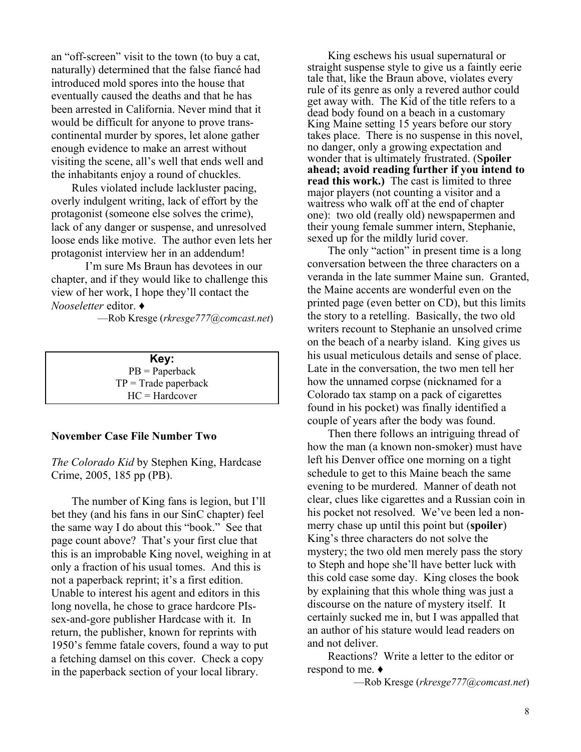an "off-screen" visit to the town (to buy a cat, naturally) determined that the false fiancé had introduced mold spores into the house that eventually caused the deaths and that he has been arrested in California. Never mind that it would be difficult for anyone to prove trans-continental murder by spores, let alone gather enough evidence to make an arrest without visiting the scene, all's well that ends well and the inhabitants enjoy a round of chuckles.

Rules violated include lackluster pacing, overly indulgent writing, lack of effort by the protagonist (someone else solves the crime), lack of any danger or suspense, and unresolved loose ends like motive. The author even lets her protagonist interview her in an addendum!

I'm sure Ms Braun has devotees in our chapter, and if they would like to challenge this view of her work, I hope they'll contact the *Nooseletter* editor. ♦

—Rob Kresge (*rkresge777@comcast.net*)

| Key: |
|---|
| PB = Paperback |
| TP = Trade paperback |
| HC = Hardcover |

**November Case File Number Two**

*The Colorado Kid* by Stephen King, Hardcase Crime, 2005, 185 pp (PB).

The number of King fans is legion, but I'll bet they (and his fans in our SinC chapter) feel the same way I do about this "book." See that page count above? That's your first clue that this is an improbable King novel, weighing in at only a fraction of his usual tomes. And this is not a paperback reprint; it's a first edition. Unable to interest his agent and editors in this long novella, he chose to grace hardcore PIs-sex-and-gore publisher Hardcase with it. In return, the publisher, known for reprints with 1950's femme fatale covers, found a way to put a fetching damsel on this cover. Check a copy in the paperback section of your local library.

King eschews his usual supernatural or straight suspense style to give us a faintly eerie tale that, like the Braun above, violates every rule of its genre as only a revered author could get away with. The Kid of the title refers to a dead body found on a beach in a customary King Maine setting 15 years before our story takes place. There is no suspense in this novel, no danger, only a growing expectation and wonder that is ultimately frustrated. (S**poiler ahead; avoid reading further if you intend to read this work.)** The cast is limited to three major players (not counting a visitor and a waitress who walk off at the end of chapter one): two old (really old) newspapermen and their young female summer intern, Stephanie, sexed up for the mildly lurid cover.

The only "action" in present time is a long conversation between the three characters on a veranda in the late summer Maine sun. Granted, the Maine accents are wonderful even on the printed page (even better on CD), but this limits the story to a retelling. Basically, the two old writers recount to Stephanie an unsolved crime on the beach of a nearby island. King gives us his usual meticulous details and sense of place. Late in the conversation, the two men tell her how the unnamed corpse (nicknamed for a Colorado tax stamp on a pack of cigarettes found in his pocket) was finally identified a couple of years after the body was found.

Then there follows an intriguing thread of how the man (a known non-smoker) must have left his Denver office one morning on a tight schedule to get to this Maine beach the same evening to be murdered. Manner of death not clear, clues like cigarettes and a Russian coin in his pocket not resolved. We've been led a non-merry chase up until this point but (**spoiler**) King's three characters do not solve the mystery; the two old men merely pass the story to Steph and hope she'll have better luck with this cold case some day. King closes the book by explaining that this whole thing was just a discourse on the nature of mystery itself. It certainly sucked me in, but I was appalled that an author of his stature would lead readers on and not deliver.

Reactions? Write a letter to the editor or respond to me. ♦

—Rob Kresge (*rkresge777@comcast.net*)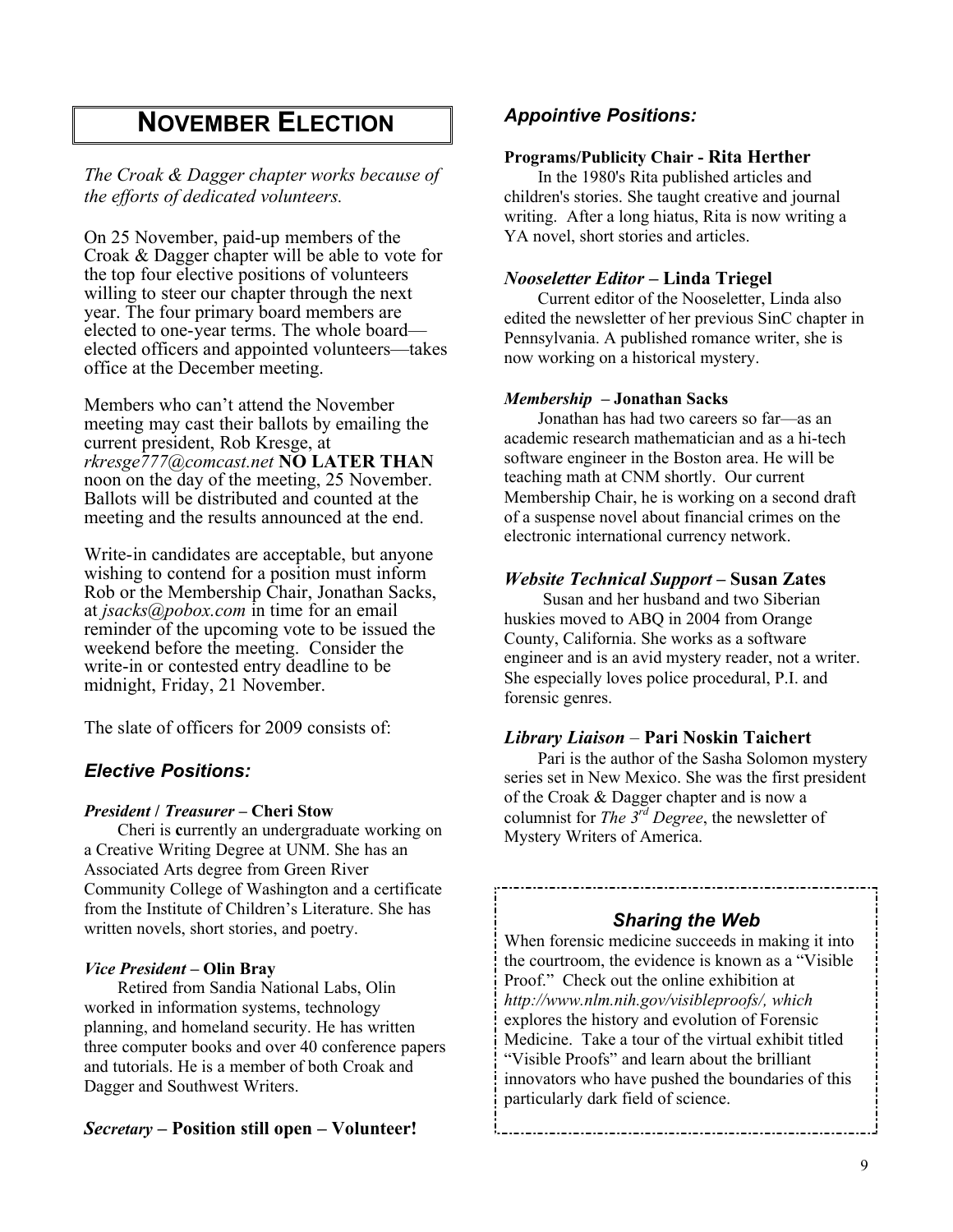# NOVEMBER ELECTION

*The Croak & Dagger chapter works because of the efforts of dedicated volunteers.*

On 25 November, paid-up members of the Croak & Dagger chapter will be able to vote for the top four elective positions of volunteers willing to steer our chapter through the next year. The four primary board members are elected to one-year terms. The whole board—elected officers and appointed volunteers—takes office at the December meeting.

Members who can't attend the November meeting may cast their ballots by emailing the current president, Rob Kresge, at *rkresge777@comcast.net* **NO LATER THAN** noon on the day of the meeting, 25 November. Ballots will be distributed and counted at the meeting and the results announced at the end.

Write-in candidates are acceptable, but anyone wishing to contend for a position must inform Rob or the Membership Chair, Jonathan Sacks, at *jsacks@pobox.com* in time for an email reminder of the upcoming vote to be issued the weekend before the meeting. Consider the write-in or contested entry deadline to be midnight, Friday, 21 November.

The slate of officers for 2009 consists of:

## *Elective Positions:*

***President / Treasurer* – Cheri Stow**

Cheri is **c**urrently an undergraduate working on a Creative Writing Degree at UNM. She has an Associated Arts degree from Green River Community College of Washington and a certificate from the Institute of Children's Literature. She has written novels, short stories, and poetry.

***Vice President* – Olin Bray**

Retired from Sandia National Labs, Olin worked in information systems, technology planning, and homeland security. He has written three computer books and over 40 conference papers and tutorials. He is a member of both Croak and Dagger and Southwest Writers.

***Secretary* – Position still open – Volunteer!**

## *Appointive Positions:*

**Programs/Publicity Chair - Rita Herther**

In the 1980's Rita published articles and children's stories. She taught creative and journal writing. After a long hiatus, Rita is now writing a YA novel, short stories and articles.

***Nooseletter Editor* – Linda Triegel**

Current editor of the Nooseletter, Linda also edited the newsletter of her previous SinC chapter in Pennsylvania. A published romance writer, she is now working on a historical mystery.

***Membership* – Jonathan Sacks**

Jonathan has had two careers so far—as an academic research mathematician and as a hi-tech software engineer in the Boston area. He will be teaching math at CNM shortly. Our current Membership Chair, he is working on a second draft of a suspense novel about financial crimes on the electronic international currency network.

***Website Technical Support* – Susan Zates**

Susan and her husband and two Siberian huskies moved to ABQ in 2004 from Orange County, California. She works as a software engineer and is an avid mystery reader, not a writer. She especially loves police procedural, P.I. and forensic genres.

***Library Liaison* – Pari Noskin Taichert**

Pari is the author of the Sasha Solomon mystery series set in New Mexico. She was the first president of the Croak & Dagger chapter and is now a columnist for *The 3rd Degree*, the newsletter of Mystery Writers of America.

### *Sharing the Web*

When forensic medicine succeeds in making it into the courtroom, the evidence is known as a "Visible Proof." Check out the online exhibition at *http://www.nlm.nih.gov/visibleproofs/, which* explores the history and evolution of Forensic Medicine. Take a tour of the virtual exhibit titled "Visible Proofs" and learn about the brilliant innovators who have pushed the boundaries of this particularly dark field of science.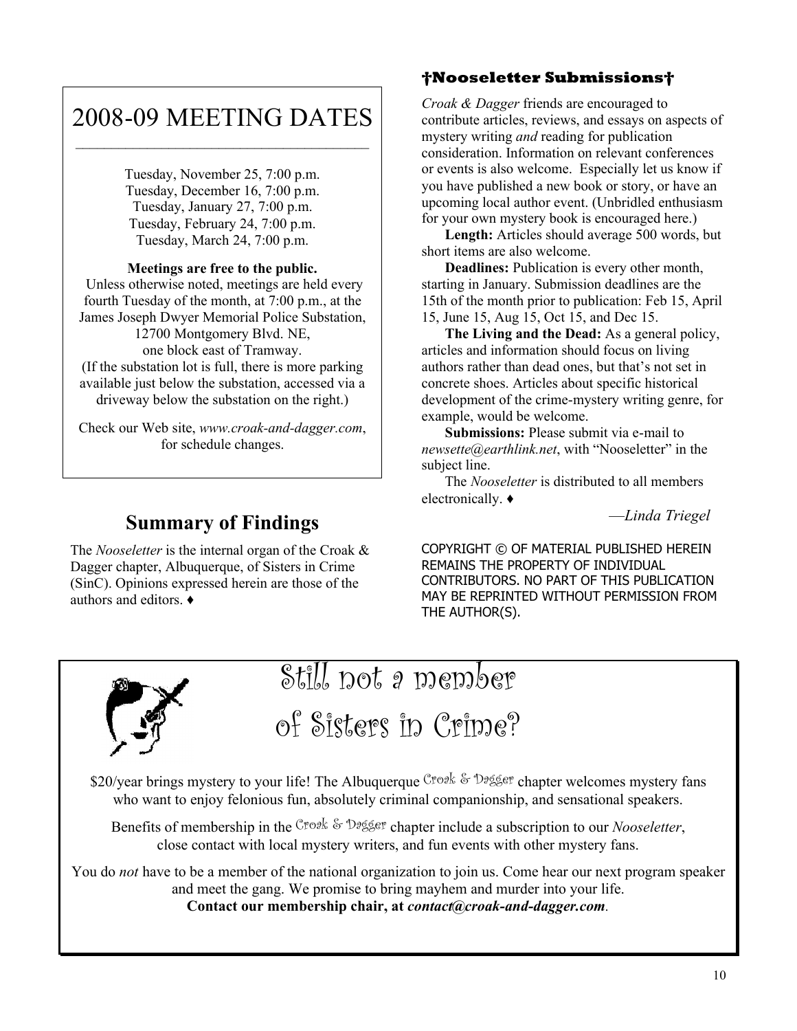## 2008-09 MEETING DATES

Tuesday, November 25, 7:00 p.m.
Tuesday, December 16, 7:00 p.m.
Tuesday, January 27, 7:00 p.m.
Tuesday, February 24, 7:00 p.m.
Tuesday, March 24, 7:00 p.m.

**Meetings are free to the public.**
Unless otherwise noted, meetings are held every fourth Tuesday of the month, at 7:00 p.m., at the James Joseph Dwyer Memorial Police Substation, 12700 Montgomery Blvd. NE, one block east of Tramway.
(If the substation lot is full, there is more parking available just below the substation, accessed via a driveway below the substation on the right.)

Check our Web site, *www.croak-and-dagger.com*, for schedule changes.

## Summary of Findings

The *Nooseletter* is the internal organ of the Croak & Dagger chapter, Albuquerque, of Sisters in Crime (SinC). Opinions expressed herein are those of the authors and editors. ♦

### †Nooseletter Submissions†

*Croak & Dagger* friends are encouraged to contribute articles, reviews, and essays on aspects of mystery writing *and* reading for publication consideration. Information on relevant conferences or events is also welcome. Especially let us know if you have published a new book or story, or have an upcoming local author event. (Unbridled enthusiasm for your own mystery book is encouraged here.)

**Length:** Articles should average 500 words, but short items are also welcome.

**Deadlines:** Publication is every other month, starting in January. Submission deadlines are the 15th of the month prior to publication: Feb 15, April 15, June 15, Aug 15, Oct 15, and Dec 15.

**The Living and the Dead:** As a general policy, articles and information should focus on living authors rather than dead ones, but that's not set in concrete shoes. Articles about specific historical development of the crime-mystery writing genre, for example, would be welcome.

**Submissions:** Please submit via e-mail to *newsette@earthlink.net*, with "Nooseletter" in the subject line.

The *Nooseletter* is distributed to all members electronically. ♦

—*Linda Triegel*

COPYRIGHT © OF MATERIAL PUBLISHED HEREIN REMAINS THE PROPERTY OF INDIVIDUAL CONTRIBUTORS. NO PART OF THIS PUBLICATION MAY BE REPRINTED WITHOUT PERMISSION FROM THE AUTHOR(S).

## Still not a member of Sisters in Crime?

$20/year brings mystery to your life! The Albuquerque Croak & Dagger chapter welcomes mystery fans who want to enjoy felonious fun, absolutely criminal companionship, and sensational speakers.

Benefits of membership in the Croak & Dagger chapter include a subscription to our *Nooseletter*, close contact with local mystery writers, and fun events with other mystery fans.

You do *not* have to be a member of the national organization to join us. Come hear our next program speaker and meet the gang. We promise to bring mayhem and murder into your life.
**Contact our membership chair, at *contact@croak-and-dagger.com*.**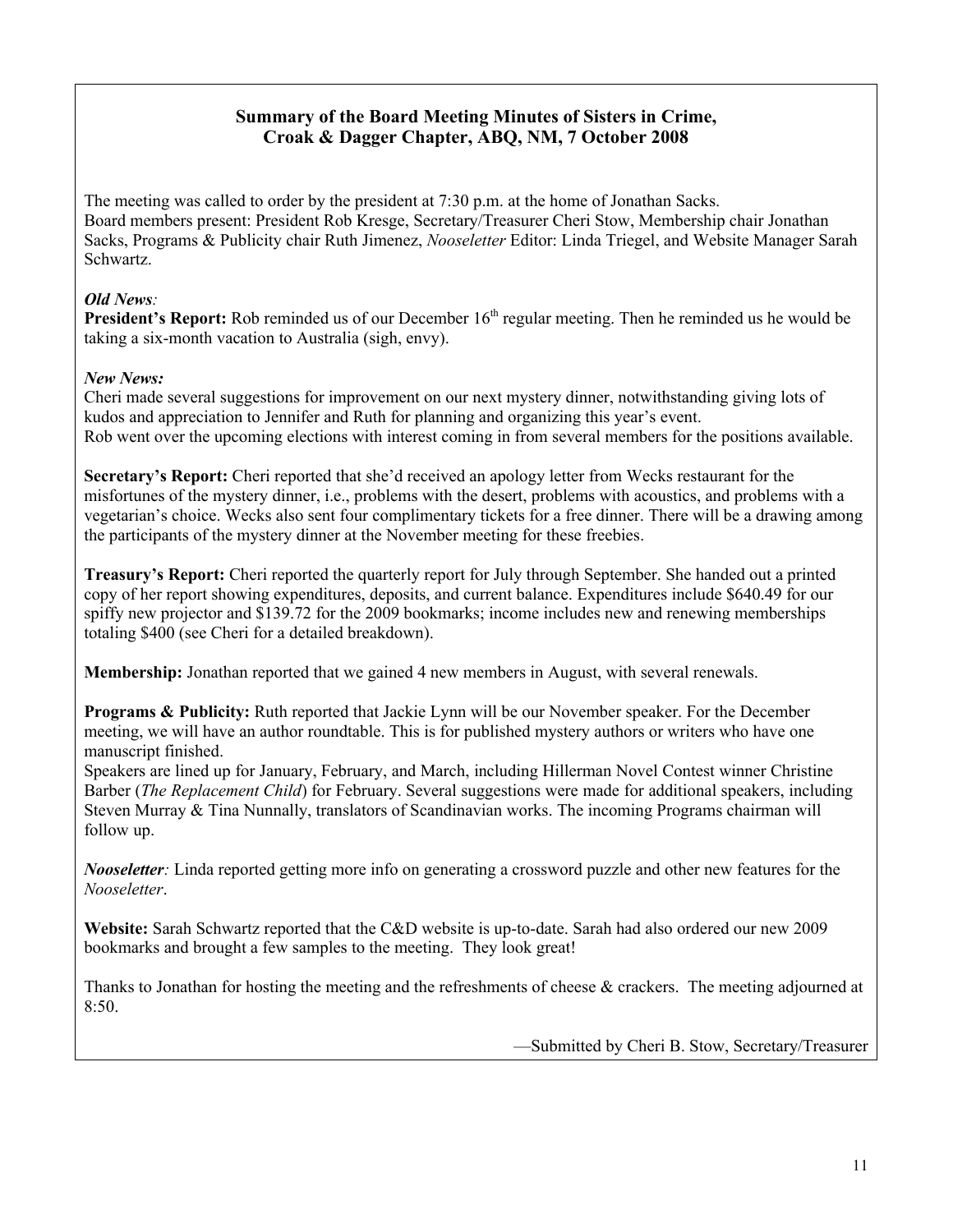## Summary of the Board Meeting Minutes of Sisters in Crime, Croak & Dagger Chapter, ABQ, NM, 7 October 2008

The meeting was called to order by the president at 7:30 p.m. at the home of Jonathan Sacks.
Board members present: President Rob Kresge, Secretary/Treasurer Cheri Stow, Membership chair Jonathan Sacks, Programs & Publicity chair Ruth Jimenez, *Nooseletter* Editor: Linda Triegel, and Website Manager Sarah Schwartz.

***Old News*:**
**President's Report:** Rob reminded us of our December 16th regular meeting. Then he reminded us he would be taking a six-month vacation to Australia (sigh, envy).

***New News:***
Cheri made several suggestions for improvement on our next mystery dinner, notwithstanding giving lots of kudos and appreciation to Jennifer and Ruth for planning and organizing this year's event.
Rob went over the upcoming elections with interest coming in from several members for the positions available.

**Secretary's Report:** Cheri reported that she'd received an apology letter from Wecks restaurant for the misfortunes of the mystery dinner, i.e., problems with the desert, problems with acoustics, and problems with a vegetarian's choice. Wecks also sent four complimentary tickets for a free dinner. There will be a drawing among the participants of the mystery dinner at the November meeting for these freebies.

**Treasury's Report:** Cheri reported the quarterly report for July through September. She handed out a printed copy of her report showing expenditures, deposits, and current balance. Expenditures include $640.49 for our spiffy new projector and $139.72 for the 2009 bookmarks; income includes new and renewing memberships totaling $400 (see Cheri for a detailed breakdown).

**Membership:** Jonathan reported that we gained 4 new members in August, with several renewals.

**Programs & Publicity:** Ruth reported that Jackie Lynn will be our November speaker. For the December meeting, we will have an author roundtable. This is for published mystery authors or writers who have one manuscript finished.
Speakers are lined up for January, February, and March, including Hillerman Novel Contest winner Christine Barber (*The Replacement Child*) for February. Several suggestions were made for additional speakers, including Steven Murray & Tina Nunnally, translators of Scandinavian works. The incoming Programs chairman will follow up.

***Nooseletter*:** Linda reported getting more info on generating a crossword puzzle and other new features for the *Nooseletter*.

**Website:** Sarah Schwartz reported that the C&D website is up-to-date. Sarah had also ordered our new 2009 bookmarks and brought a few samples to the meeting. They look great!

Thanks to Jonathan for hosting the meeting and the refreshments of cheese & crackers. The meeting adjourned at 8:50.

—Submitted by Cheri B. Stow, Secretary/Treasurer